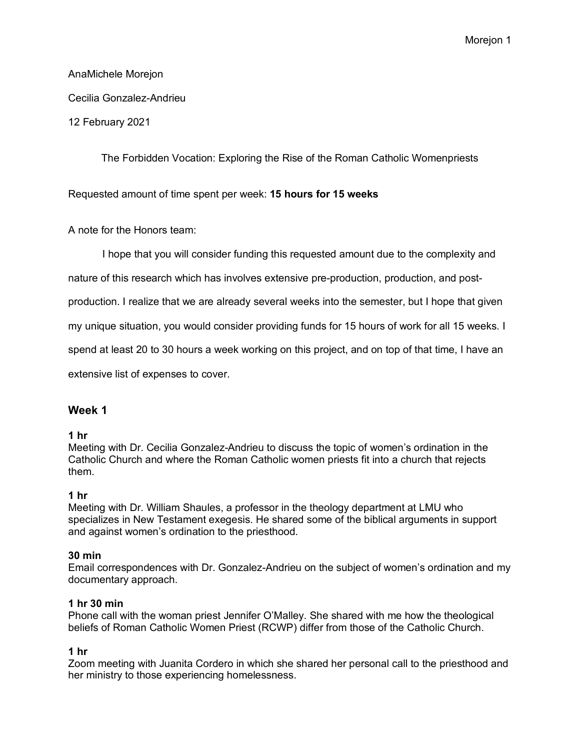AnaMichele Morejon

Cecilia Gonzalez-Andrieu

12 February 2021

The Forbidden Vocation: Exploring the Rise of the Roman Catholic Womenpriests

Requested amount of time spent per week: **15 hours for 15 weeks**

A note for the Honors team:

I hope that you will consider funding this requested amount due to the complexity and nature of this research which has involves extensive pre-production, production, and post-production. I realize that we are already several weeks into the semester, but I hope that given my unique situation, you would consider providing funds for 15 hours of work for all 15 weeks. I spend at least 20 to 30 hours a week working on this project, and on top of that time, I have an extensive list of expenses to cover.

## Week 1

**1 hr**
Meeting with Dr. Cecilia Gonzalez-Andrieu to discuss the topic of women's ordination in the Catholic Church and where the Roman Catholic women priests fit into a church that rejects them.

**1 hr**
Meeting with Dr. William Shaules, a professor in the theology department at LMU who specializes in New Testament exegesis. He shared some of the biblical arguments in support and against women's ordination to the priesthood.

**30 min**
Email correspondences with Dr. Gonzalez-Andrieu on the subject of women's ordination and my documentary approach.

**1 hr 30 min**
Phone call with the woman priest Jennifer O'Malley. She shared with me how the theological beliefs of Roman Catholic Women Priest (RCWP) differ from those of the Catholic Church.

**1 hr**
Zoom meeting with Juanita Cordero in which she shared her personal call to the priesthood and her ministry to those experiencing homelessness.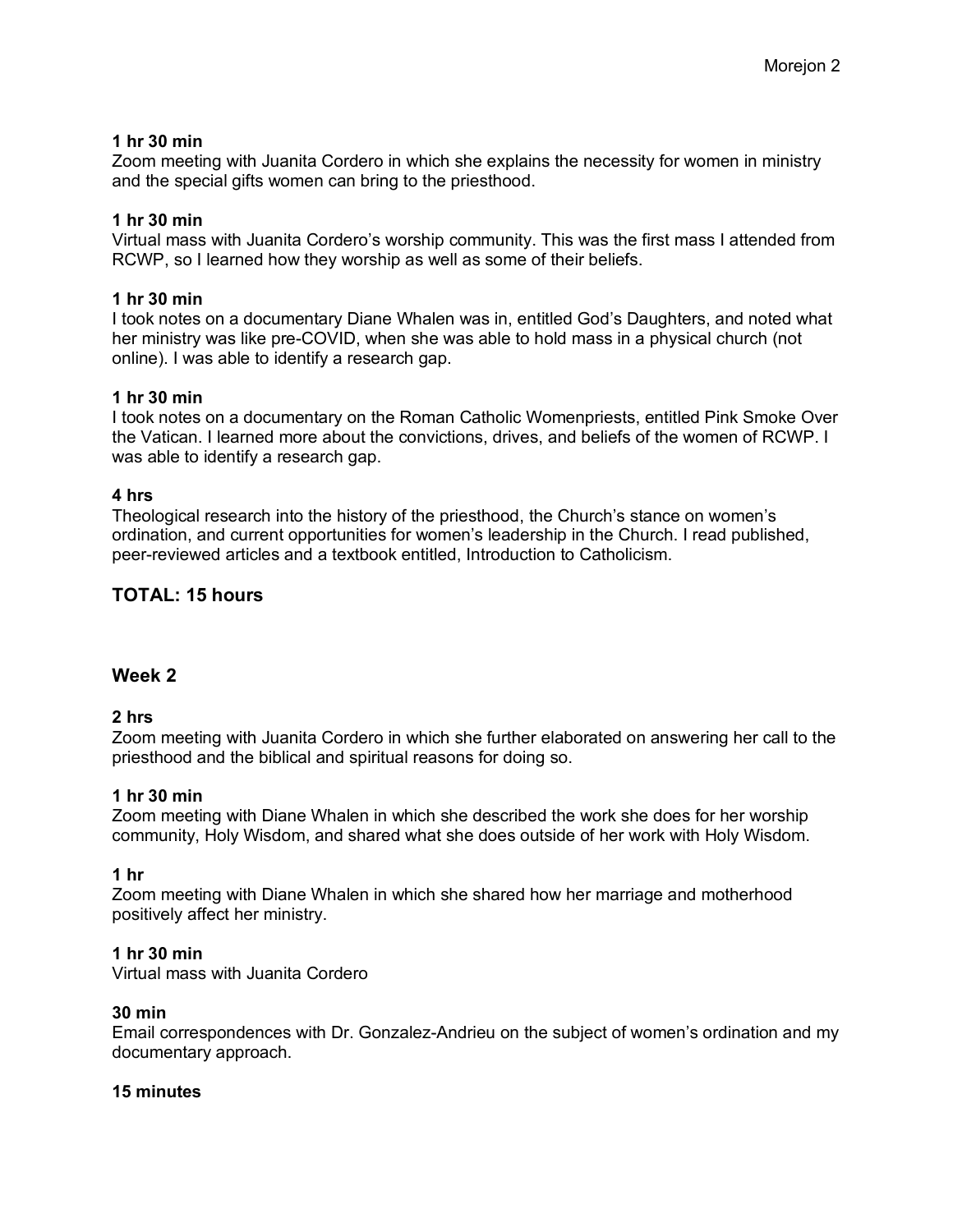**1 hr 30 min**
Zoom meeting with Juanita Cordero in which she explains the necessity for women in ministry and the special gifts women can bring to the priesthood.

**1 hr 30 min**
Virtual mass with Juanita Cordero's worship community. This was the first mass I attended from RCWP, so I learned how they worship as well as some of their beliefs.

**1 hr 30 min**
I took notes on a documentary Diane Whalen was in, entitled God's Daughters, and noted what her ministry was like pre-COVID, when she was able to hold mass in a physical church (not online). I was able to identify a research gap.

**1 hr 30 min**
I took notes on a documentary on the Roman Catholic Womenpriests, entitled Pink Smoke Over the Vatican. I learned more about the convictions, drives, and beliefs of the women of RCWP. I was able to identify a research gap.

**4 hrs**
Theological research into the history of the priesthood, the Church's stance on women's ordination, and current opportunities for women's leadership in the Church. I read published, peer-reviewed articles and a textbook entitled, Introduction to Catholicism.

## TOTAL: 15 hours

## Week 2

**2 hrs**
Zoom meeting with Juanita Cordero in which she further elaborated on answering her call to the priesthood and the biblical and spiritual reasons for doing so.

**1 hr 30 min**
Zoom meeting with Diane Whalen in which she described the work she does for her worship community, Holy Wisdom, and shared what she does outside of her work with Holy Wisdom.

**1 hr**
Zoom meeting with Diane Whalen in which she shared how her marriage and motherhood positively affect her ministry.

**1 hr 30 min**
Virtual mass with Juanita Cordero

**30 min**
Email correspondences with Dr. Gonzalez-Andrieu on the subject of women's ordination and my documentary approach.

**15 minutes**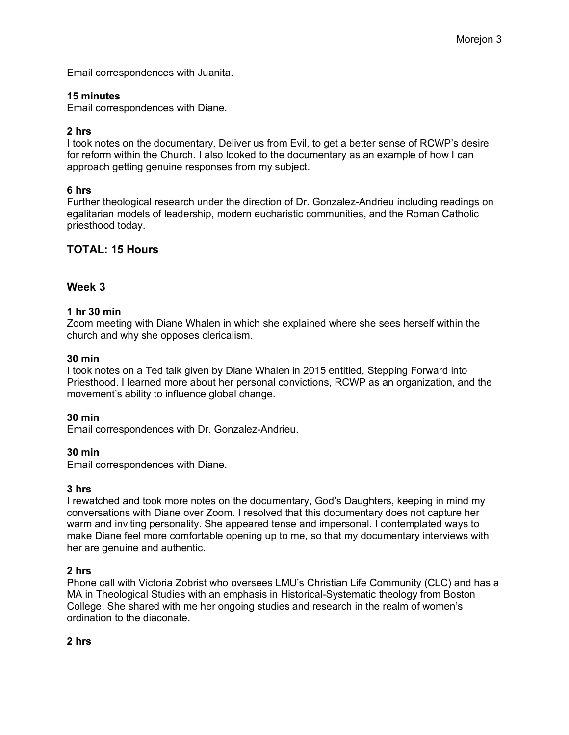Email correspondences with Juanita.

**15 minutes**
Email correspondences with Diane.

**2 hrs**
I took notes on the documentary, Deliver us from Evil, to get a better sense of RCWP's desire for reform within the Church. I also looked to the documentary as an example of how I can approach getting genuine responses from my subject.

**6 hrs**
Further theological research under the direction of Dr. Gonzalez-Andrieu including readings on egalitarian models of leadership, modern eucharistic communities, and the Roman Catholic priesthood today.

## TOTAL: 15 Hours

### Week 3

**1 hr 30 min**
Zoom meeting with Diane Whalen in which she explained where she sees herself within the church and why she opposes clericalism.

**30 min**
I took notes on a Ted talk given by Diane Whalen in 2015 entitled, Stepping Forward into Priesthood. I learned more about her personal convictions, RCWP as an organization, and the movement's ability to influence global change.

**30 min**
Email correspondences with Dr. Gonzalez-Andrieu.

**30 min**
Email correspondences with Diane.

**3 hrs**
I rewatched and took more notes on the documentary, God's Daughters, keeping in mind my conversations with Diane over Zoom. I resolved that this documentary does not capture her warm and inviting personality. She appeared tense and impersonal. I contemplated ways to make Diane feel more comfortable opening up to me, so that my documentary interviews with her are genuine and authentic.

**2 hrs**
Phone call with Victoria Zobrist who oversees LMU's Christian Life Community (CLC) and has a MA in Theological Studies with an emphasis in Historical-Systematic theology from Boston College. She shared with me her ongoing studies and research in the realm of women's ordination to the diaconate.

**2 hrs**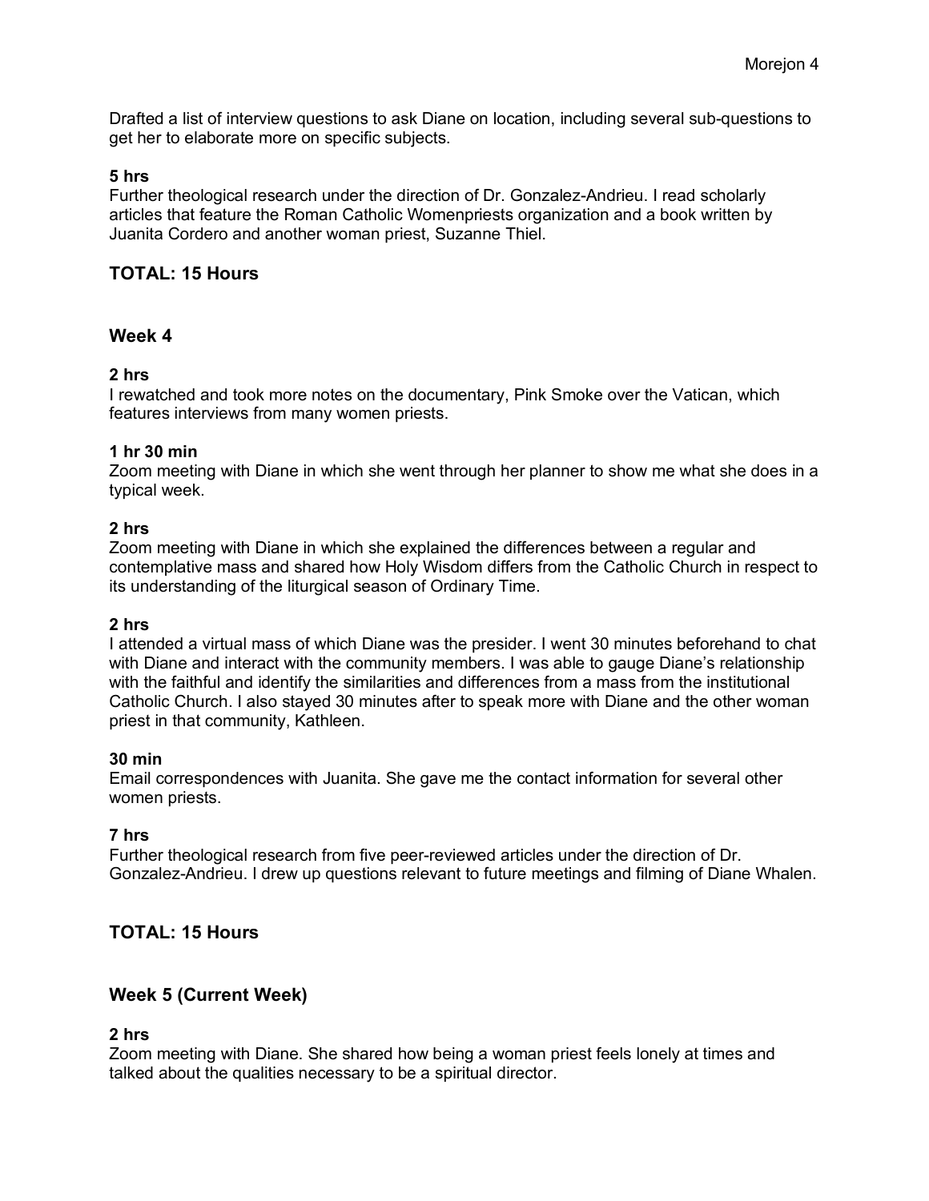Drafted a list of interview questions to ask Diane on location, including several sub-questions to get her to elaborate more on specific subjects.

**5 hrs**
Further theological research under the direction of Dr. Gonzalez-Andrieu. I read scholarly articles that feature the Roman Catholic Womenpriests organization and a book written by Juanita Cordero and another woman priest, Suzanne Thiel.

### TOTAL: 15 Hours

### Week 4

**2 hrs**
I rewatched and took more notes on the documentary, Pink Smoke over the Vatican, which features interviews from many women priests.

**1 hr 30 min**
Zoom meeting with Diane in which she went through her planner to show me what she does in a typical week.

**2 hrs**
Zoom meeting with Diane in which she explained the differences between a regular and contemplative mass and shared how Holy Wisdom differs from the Catholic Church in respect to its understanding of the liturgical season of Ordinary Time.

**2 hrs**
I attended a virtual mass of which Diane was the presider. I went 30 minutes beforehand to chat with Diane and interact with the community members. I was able to gauge Diane's relationship with the faithful and identify the similarities and differences from a mass from the institutional Catholic Church. I also stayed 30 minutes after to speak more with Diane and the other woman priest in that community, Kathleen.

**30 min**
Email correspondences with Juanita. She gave me the contact information for several other women priests.

**7 hrs**
Further theological research from five peer-reviewed articles under the direction of Dr. Gonzalez-Andrieu. I drew up questions relevant to future meetings and filming of Diane Whalen.

### TOTAL: 15 Hours

### Week 5 (Current Week)

**2 hrs**
Zoom meeting with Diane. She shared how being a woman priest feels lonely at times and talked about the qualities necessary to be a spiritual director.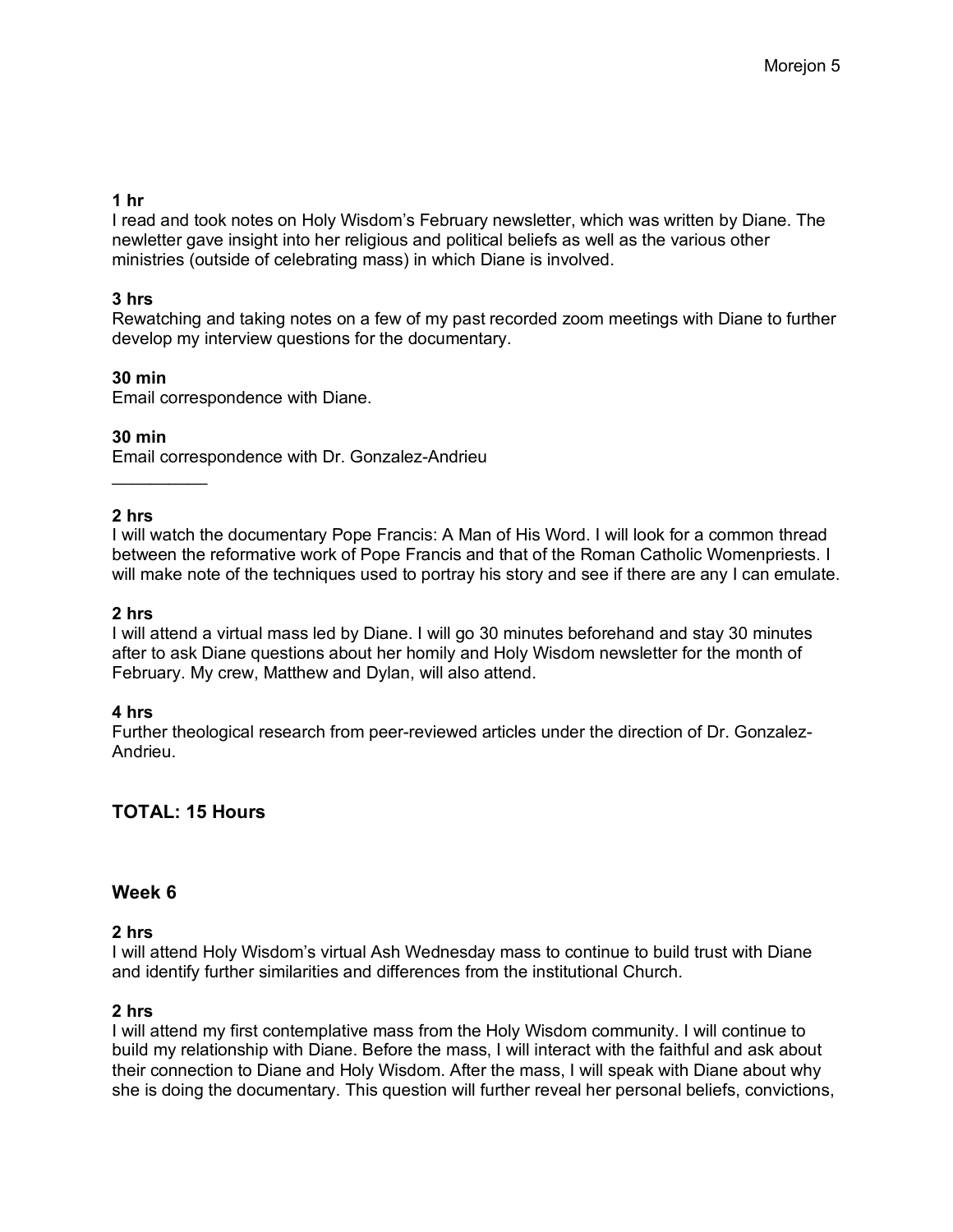**1 hr**
I read and took notes on Holy Wisdom's February newsletter, which was written by Diane. The newletter gave insight into her religious and political beliefs as well as the various other ministries (outside of celebrating mass) in which Diane is involved.

**3 hrs**
Rewatching and taking notes on a few of my past recorded zoom meetings with Diane to further develop my interview questions for the documentary.

**30 min**
Email correspondence with Diane.

**30 min**
Email correspondence with Dr. Gonzalez-Andrieu

__________

**2 hrs**
I will watch the documentary Pope Francis: A Man of His Word. I will look for a common thread between the reformative work of Pope Francis and that of the Roman Catholic Womenpriests. I will make note of the techniques used to portray his story and see if there are any I can emulate.

**2 hrs**
I will attend a virtual mass led by Diane. I will go 30 minutes beforehand and stay 30 minutes after to ask Diane questions about her homily and Holy Wisdom newsletter for the month of February. My crew, Matthew and Dylan, will also attend.

**4 hrs**
Further theological research from peer-reviewed articles under the direction of Dr. Gonzalez-Andrieu.

### TOTAL: 15 Hours

### Week 6

**2 hrs**
I will attend Holy Wisdom's virtual Ash Wednesday mass to continue to build trust with Diane and identify further similarities and differences from the institutional Church.

**2 hrs**
I will attend my first contemplative mass from the Holy Wisdom community. I will continue to build my relationship with Diane. Before the mass, I will interact with the faithful and ask about their connection to Diane and Holy Wisdom. After the mass, I will speak with Diane about why she is doing the documentary. This question will further reveal her personal beliefs, convictions,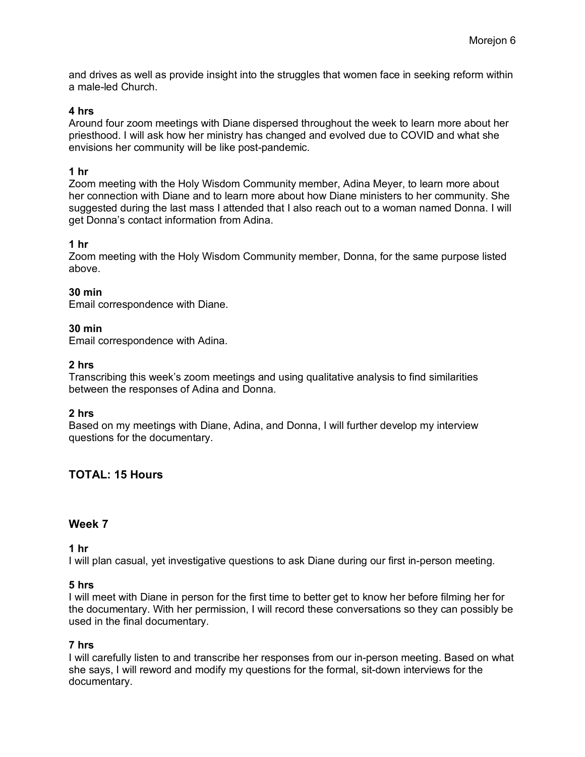and drives as well as provide insight into the struggles that women face in seeking reform within a male-led Church.

**4 hrs**
Around four zoom meetings with Diane dispersed throughout the week to learn more about her priesthood. I will ask how her ministry has changed and evolved due to COVID and what she envisions her community will be like post-pandemic.

**1 hr**
Zoom meeting with the Holy Wisdom Community member, Adina Meyer, to learn more about her connection with Diane and to learn more about how Diane ministers to her community. She suggested during the last mass I attended that I also reach out to a woman named Donna. I will get Donna's contact information from Adina.

**1 hr**
Zoom meeting with the Holy Wisdom Community member, Donna, for the same purpose listed above.

**30 min**
Email correspondence with Diane.

**30 min**
Email correspondence with Adina.

**2 hrs**
Transcribing this week's zoom meetings and using qualitative analysis to find similarities between the responses of Adina and Donna.

**2 hrs**
Based on my meetings with Diane, Adina, and Donna, I will further develop my interview questions for the documentary.

## TOTAL: 15 Hours

## Week 7

**1 hr**
I will plan casual, yet investigative questions to ask Diane during our first in-person meeting.

**5 hrs**
I will meet with Diane in person for the first time to better get to know her before filming her for the documentary. With her permission, I will record these conversations so they can possibly be used in the final documentary.

**7 hrs**
I will carefully listen to and transcribe her responses from our in-person meeting. Based on what she says, I will reword and modify my questions for the formal, sit-down interviews for the documentary.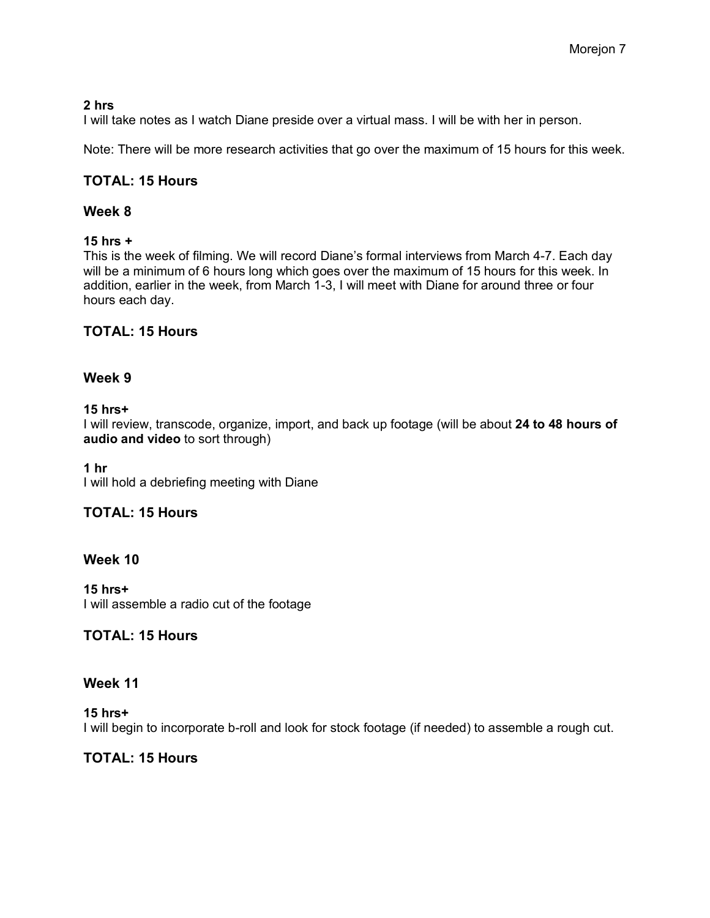**2 hrs**
I will take notes as I watch Diane preside over a virtual mass. I will be with her in person.

Note: There will be more research activities that go over the maximum of 15 hours for this week.

## TOTAL: 15 Hours

## Week 8

**15 hrs +**
This is the week of filming. We will record Diane's formal interviews from March 4-7. Each day will be a minimum of 6 hours long which goes over the maximum of 15 hours for this week. In addition, earlier in the week, from March 1-3, I will meet with Diane for around three or four hours each day.

## TOTAL: 15 Hours

## Week 9

**15 hrs+**
I will review, transcode, organize, import, and back up footage (will be about **24 to 48 hours of audio and video** to sort through)

**1 hr**
I will hold a debriefing meeting with Diane

## TOTAL: 15 Hours

## Week 10

**15 hrs+**
I will assemble a radio cut of the footage

## TOTAL: 15 Hours

## Week 11

**15 hrs+**
I will begin to incorporate b-roll and look for stock footage (if needed) to assemble a rough cut.

## TOTAL: 15 Hours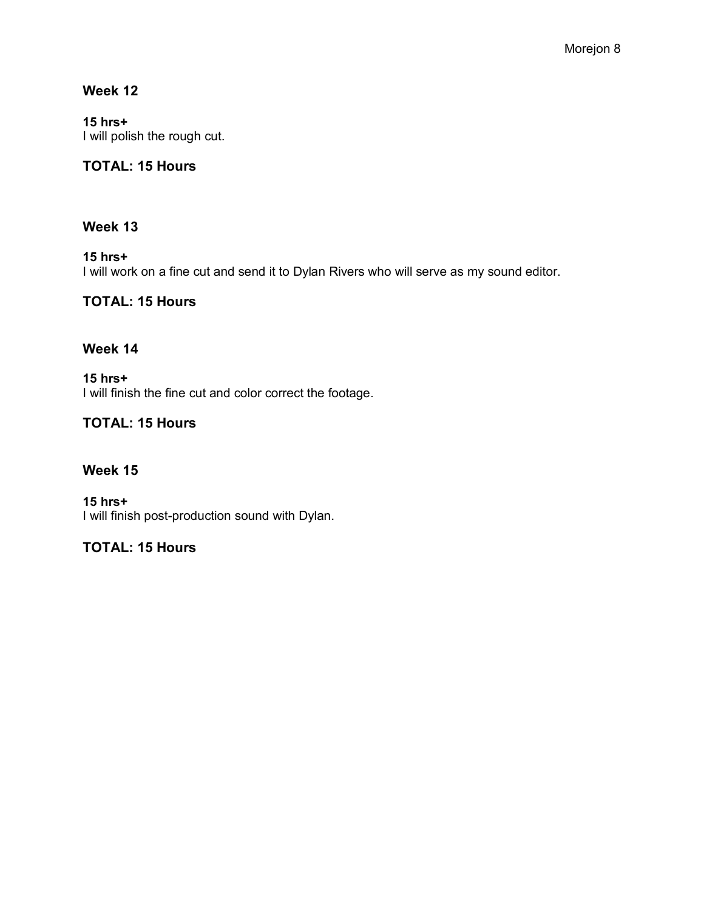### Week 12

**15 hrs+**
I will polish the rough cut.

**TOTAL: 15 Hours**

### Week 13

**15 hrs+**
I will work on a fine cut and send it to Dylan Rivers who will serve as my sound editor.

**TOTAL: 15 Hours**

### Week 14

**15 hrs+**
I will finish the fine cut and color correct the footage.

**TOTAL: 15 Hours**

### Week 15

**15 hrs+**
I will finish post-production sound with Dylan.

**TOTAL: 15 Hours**